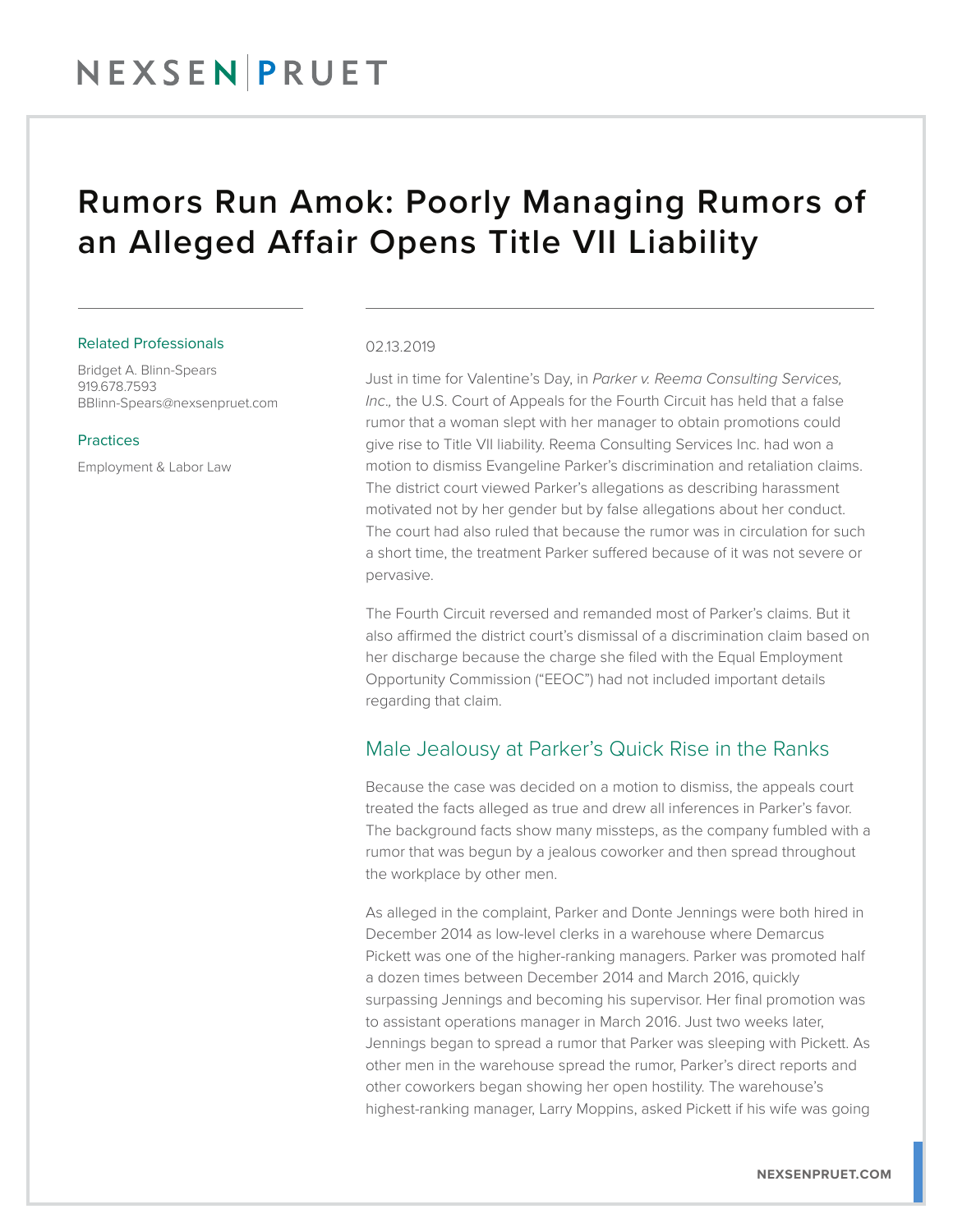# NEXSEN PRUET

# Rumors Run Amok: Poorly Managing Rumors of an Alleged Affair Opens Title VII Liability

### Related Professionals

Bridget A. Blinn-Spears
919.678.7593
BBlinn-Spears@nexsenpruet.com

### Practices

Employment & Labor Law

02.13.2019

Just in time for Valentine's Day, in *Parker v. Reema Consulting Services, Inc.,* the U.S. Court of Appeals for the Fourth Circuit has held that a false rumor that a woman slept with her manager to obtain promotions could give rise to Title VII liability. Reema Consulting Services Inc. had won a motion to dismiss Evangeline Parker's discrimination and retaliation claims. The district court viewed Parker's allegations as describing harassment motivated not by her gender but by false allegations about her conduct. The court had also ruled that because the rumor was in circulation for such a short time, the treatment Parker suffered because of it was not severe or pervasive.

The Fourth Circuit reversed and remanded most of Parker's claims. But it also affirmed the district court's dismissal of a discrimination claim based on her discharge because the charge she filed with the Equal Employment Opportunity Commission ("EEOC") had not included important details regarding that claim.

## Male Jealousy at Parker's Quick Rise in the Ranks

Because the case was decided on a motion to dismiss, the appeals court treated the facts alleged as true and drew all inferences in Parker's favor. The background facts show many missteps, as the company fumbled with a rumor that was begun by a jealous coworker and then spread throughout the workplace by other men.

As alleged in the complaint, Parker and Donte Jennings were both hired in December 2014 as low-level clerks in a warehouse where Demarcus Pickett was one of the higher-ranking managers. Parker was promoted half a dozen times between December 2014 and March 2016, quickly surpassing Jennings and becoming his supervisor. Her final promotion was to assistant operations manager in March 2016. Just two weeks later, Jennings began to spread a rumor that Parker was sleeping with Pickett. As other men in the warehouse spread the rumor, Parker's direct reports and other coworkers began showing her open hostility. The warehouse's highest-ranking manager, Larry Moppins, asked Pickett if his wife was going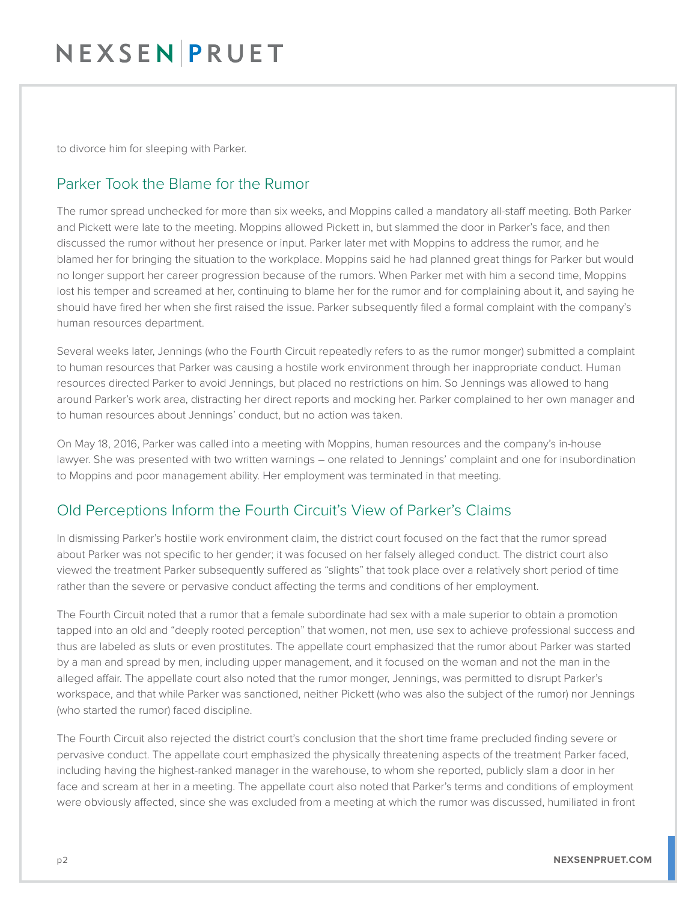to divorce him for sleeping with Parker.

## Parker Took the Blame for the Rumor

The rumor spread unchecked for more than six weeks, and Moppins called a mandatory all-staff meeting. Both Parker and Pickett were late to the meeting. Moppins allowed Pickett in, but slammed the door in Parker's face, and then discussed the rumor without her presence or input. Parker later met with Moppins to address the rumor, and he blamed her for bringing the situation to the workplace. Moppins said he had planned great things for Parker but would no longer support her career progression because of the rumors. When Parker met with him a second time, Moppins lost his temper and screamed at her, continuing to blame her for the rumor and for complaining about it, and saying he should have fired her when she first raised the issue. Parker subsequently filed a formal complaint with the company's human resources department.

Several weeks later, Jennings (who the Fourth Circuit repeatedly refers to as the rumor monger) submitted a complaint to human resources that Parker was causing a hostile work environment through her inappropriate conduct. Human resources directed Parker to avoid Jennings, but placed no restrictions on him. So Jennings was allowed to hang around Parker's work area, distracting her direct reports and mocking her. Parker complained to her own manager and to human resources about Jennings' conduct, but no action was taken.

On May 18, 2016, Parker was called into a meeting with Moppins, human resources and the company's in-house lawyer. She was presented with two written warnings – one related to Jennings' complaint and one for insubordination to Moppins and poor management ability. Her employment was terminated in that meeting.

## Old Perceptions Inform the Fourth Circuit's View of Parker's Claims

In dismissing Parker's hostile work environment claim, the district court focused on the fact that the rumor spread about Parker was not specific to her gender; it was focused on her falsely alleged conduct. The district court also viewed the treatment Parker subsequently suffered as "slights" that took place over a relatively short period of time rather than the severe or pervasive conduct affecting the terms and conditions of her employment.

The Fourth Circuit noted that a rumor that a female subordinate had sex with a male superior to obtain a promotion tapped into an old and "deeply rooted perception" that women, not men, use sex to achieve professional success and thus are labeled as sluts or even prostitutes. The appellate court emphasized that the rumor about Parker was started by a man and spread by men, including upper management, and it focused on the woman and not the man in the alleged affair. The appellate court also noted that the rumor monger, Jennings, was permitted to disrupt Parker's workspace, and that while Parker was sanctioned, neither Pickett (who was also the subject of the rumor) nor Jennings (who started the rumor) faced discipline.

The Fourth Circuit also rejected the district court's conclusion that the short time frame precluded finding severe or pervasive conduct. The appellate court emphasized the physically threatening aspects of the treatment Parker faced, including having the highest-ranked manager in the warehouse, to whom she reported, publicly slam a door in her face and scream at her in a meeting. The appellate court also noted that Parker's terms and conditions of employment were obviously affected, since she was excluded from a meeting at which the rumor was discussed, humiliated in front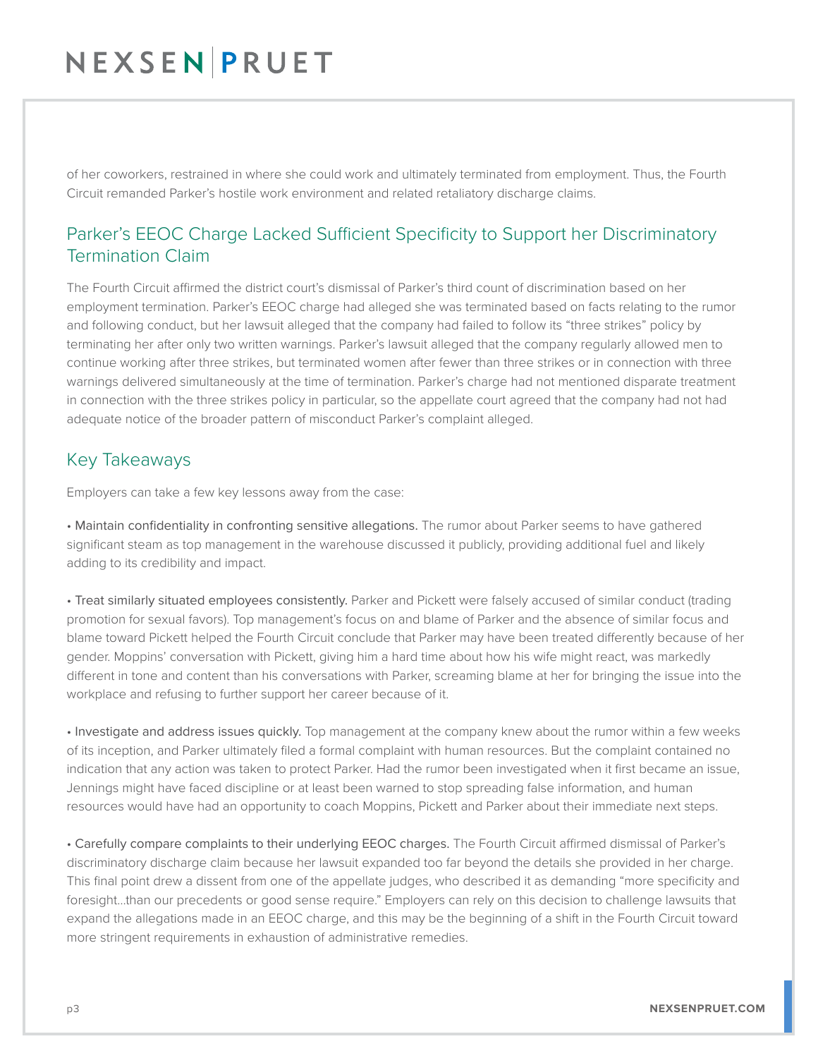of her coworkers, restrained in where she could work and ultimately terminated from employment. Thus, the Fourth Circuit remanded Parker's hostile work environment and related retaliatory discharge claims.

## Parker's EEOC Charge Lacked Sufficient Specificity to Support her Discriminatory Termination Claim

The Fourth Circuit affirmed the district court's dismissal of Parker's third count of discrimination based on her employment termination. Parker's EEOC charge had alleged she was terminated based on facts relating to the rumor and following conduct, but her lawsuit alleged that the company had failed to follow its "three strikes" policy by terminating her after only two written warnings. Parker's lawsuit alleged that the company regularly allowed men to continue working after three strikes, but terminated women after fewer than three strikes or in connection with three warnings delivered simultaneously at the time of termination. Parker's charge had not mentioned disparate treatment in connection with the three strikes policy in particular, so the appellate court agreed that the company had not had adequate notice of the broader pattern of misconduct Parker's complaint alleged.

## Key Takeaways

Employers can take a few key lessons away from the case:

• Maintain confidentiality in confronting sensitive allegations. The rumor about Parker seems to have gathered significant steam as top management in the warehouse discussed it publicly, providing additional fuel and likely adding to its credibility and impact.

• Treat similarly situated employees consistently. Parker and Pickett were falsely accused of similar conduct (trading promotion for sexual favors). Top management's focus on and blame of Parker and the absence of similar focus and blame toward Pickett helped the Fourth Circuit conclude that Parker may have been treated differently because of her gender. Moppins' conversation with Pickett, giving him a hard time about how his wife might react, was markedly different in tone and content than his conversations with Parker, screaming blame at her for bringing the issue into the workplace and refusing to further support her career because of it.

• Investigate and address issues quickly. Top management at the company knew about the rumor within a few weeks of its inception, and Parker ultimately filed a formal complaint with human resources. But the complaint contained no indication that any action was taken to protect Parker. Had the rumor been investigated when it first became an issue, Jennings might have faced discipline or at least been warned to stop spreading false information, and human resources would have had an opportunity to coach Moppins, Pickett and Parker about their immediate next steps.

• Carefully compare complaints to their underlying EEOC charges. The Fourth Circuit affirmed dismissal of Parker's discriminatory discharge claim because her lawsuit expanded too far beyond the details she provided in her charge. This final point drew a dissent from one of the appellate judges, who described it as demanding "more specificity and foresight…than our precedents or good sense require." Employers can rely on this decision to challenge lawsuits that expand the allegations made in an EEOC charge, and this may be the beginning of a shift in the Fourth Circuit toward more stringent requirements in exhaustion of administrative remedies.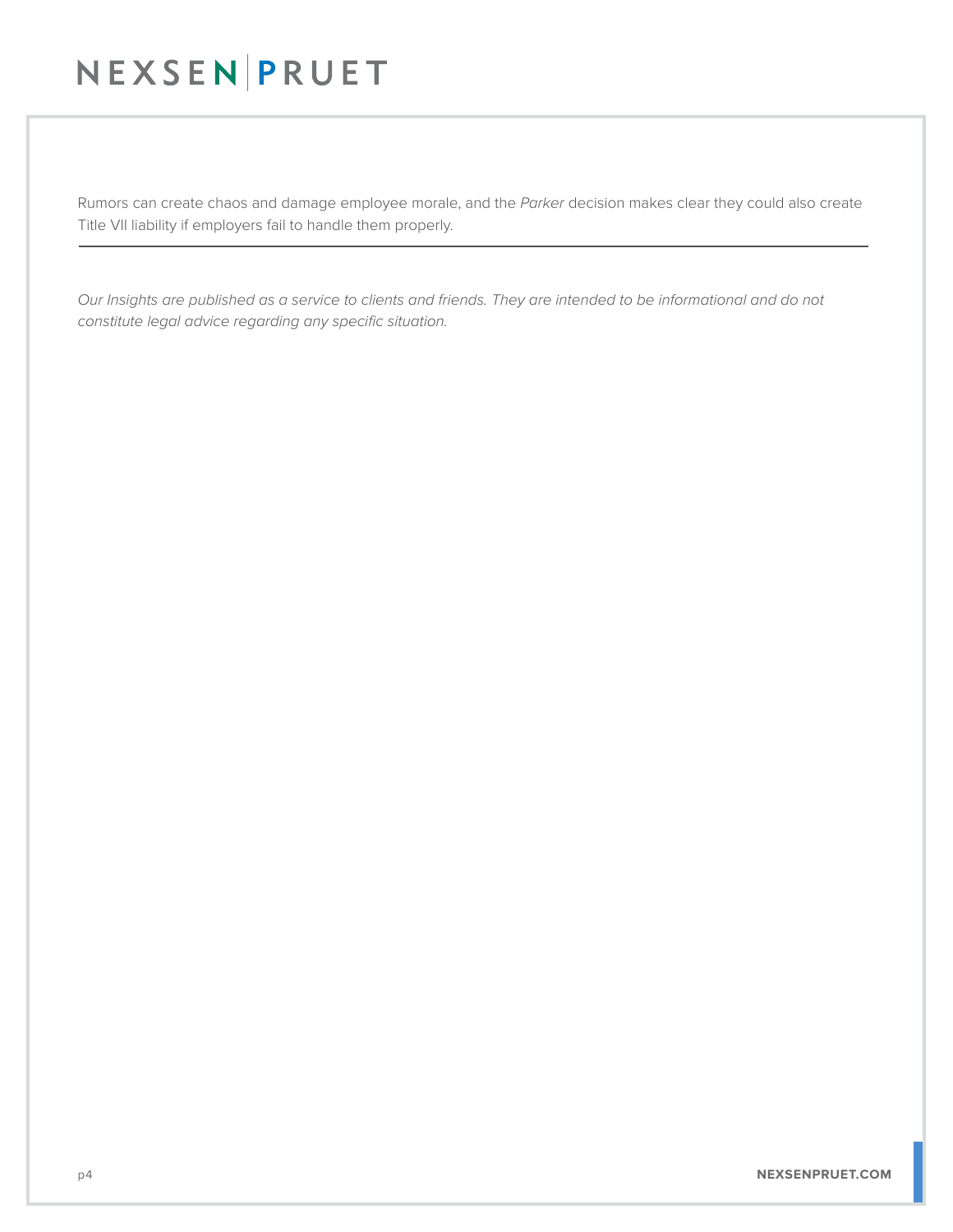Rumors can create chaos and damage employee morale, and the *Parker* decision makes clear they could also create Title VII liability if employers fail to handle them properly.

---

*Our Insights are published as a service to clients and friends. They are intended to be informational and do not constitute legal advice regarding any specific situation.*